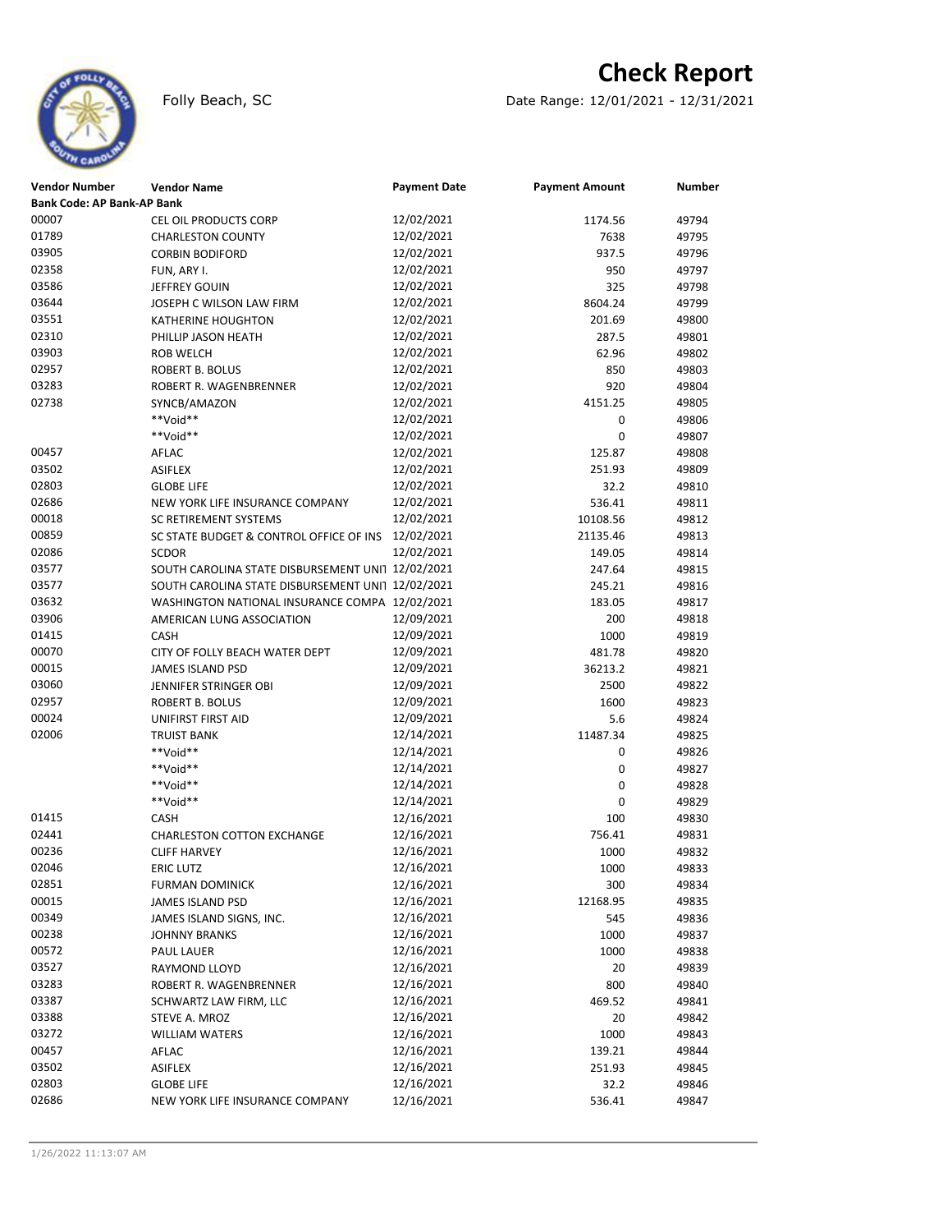# Check Report

Folly Beach, SC

Date Range: 12/01/2021 - 12/31/2021

| Vendor Number | Vendor Name | Payment Date | Payment Amount | Number |
|---|---|---|---|---|
| **Bank Code: AP Bank-AP Bank** | | | | |
| 00007 | CEL OIL PRODUCTS CORP | 12/02/2021 | 1174.56 | 49794 |
| 01789 | CHARLESTON COUNTY | 12/02/2021 | 7638 | 49795 |
| 03905 | CORBIN BODIFORD | 12/02/2021 | 937.5 | 49796 |
| 02358 | FUN, ARY I. | 12/02/2021 | 950 | 49797 |
| 03586 | JEFFREY GOUIN | 12/02/2021 | 325 | 49798 |
| 03644 | JOSEPH C WILSON LAW FIRM | 12/02/2021 | 8604.24 | 49799 |
| 03551 | KATHERINE HOUGHTON | 12/02/2021 | 201.69 | 49800 |
| 02310 | PHILLIP JASON HEATH | 12/02/2021 | 287.5 | 49801 |
| 03903 | ROB WELCH | 12/02/2021 | 62.96 | 49802 |
| 02957 | ROBERT B. BOLUS | 12/02/2021 | 850 | 49803 |
| 03283 | ROBERT R. WAGENBRENNER | 12/02/2021 | 920 | 49804 |
| 02738 | SYNCB/AMAZON | 12/02/2021 | 4151.25 | 49805 |
| | **Void** | 12/02/2021 | 0 | 49806 |
| | **Void** | 12/02/2021 | 0 | 49807 |
| 00457 | AFLAC | 12/02/2021 | 125.87 | 49808 |
| 03502 | ASIFLEX | 12/02/2021 | 251.93 | 49809 |
| 02803 | GLOBE LIFE | 12/02/2021 | 32.2 | 49810 |
| 02686 | NEW YORK LIFE INSURANCE COMPANY | 12/02/2021 | 536.41 | 49811 |
| 00018 | SC RETIREMENT SYSTEMS | 12/02/2021 | 10108.56 | 49812 |
| 00859 | SC STATE BUDGET & CONTROL OFFICE OF INS | 12/02/2021 | 21135.46 | 49813 |
| 02086 | SCDOR | 12/02/2021 | 149.05 | 49814 |
| 03577 | SOUTH CAROLINA STATE DISBURSEMENT UNIT | 12/02/2021 | 247.64 | 49815 |
| 03577 | SOUTH CAROLINA STATE DISBURSEMENT UNIT | 12/02/2021 | 245.21 | 49816 |
| 03632 | WASHINGTON NATIONAL INSURANCE COMPA | 12/02/2021 | 183.05 | 49817 |
| 03906 | AMERICAN LUNG ASSOCIATION | 12/09/2021 | 200 | 49818 |
| 01415 | CASH | 12/09/2021 | 1000 | 49819 |
| 00070 | CITY OF FOLLY BEACH WATER DEPT | 12/09/2021 | 481.78 | 49820 |
| 00015 | JAMES ISLAND PSD | 12/09/2021 | 36213.2 | 49821 |
| 03060 | JENNIFER STRINGER OBI | 12/09/2021 | 2500 | 49822 |
| 02957 | ROBERT B. BOLUS | 12/09/2021 | 1600 | 49823 |
| 00024 | UNIFIRST FIRST AID | 12/09/2021 | 5.6 | 49824 |
| 02006 | TRUIST BANK | 12/14/2021 | 11487.34 | 49825 |
| | **Void** | 12/14/2021 | 0 | 49826 |
| | **Void** | 12/14/2021 | 0 | 49827 |
| | **Void** | 12/14/2021 | 0 | 49828 |
| | **Void** | 12/14/2021 | 0 | 49829 |
| 01415 | CASH | 12/16/2021 | 100 | 49830 |
| 02441 | CHARLESTON COTTON EXCHANGE | 12/16/2021 | 756.41 | 49831 |
| 00236 | CLIFF HARVEY | 12/16/2021 | 1000 | 49832 |
| 02046 | ERIC LUTZ | 12/16/2021 | 1000 | 49833 |
| 02851 | FURMAN DOMINICK | 12/16/2021 | 300 | 49834 |
| 00015 | JAMES ISLAND PSD | 12/16/2021 | 12168.95 | 49835 |
| 00349 | JAMES ISLAND SIGNS, INC. | 12/16/2021 | 545 | 49836 |
| 00238 | JOHNNY BRANKS | 12/16/2021 | 1000 | 49837 |
| 00572 | PAUL LAUER | 12/16/2021 | 1000 | 49838 |
| 03527 | RAYMOND LLOYD | 12/16/2021 | 20 | 49839 |
| 03283 | ROBERT R. WAGENBRENNER | 12/16/2021 | 800 | 49840 |
| 03387 | SCHWARTZ LAW FIRM, LLC | 12/16/2021 | 469.52 | 49841 |
| 03388 | STEVE A. MROZ | 12/16/2021 | 20 | 49842 |
| 03272 | WILLIAM WATERS | 12/16/2021 | 1000 | 49843 |
| 00457 | AFLAC | 12/16/2021 | 139.21 | 49844 |
| 03502 | ASIFLEX | 12/16/2021 | 251.93 | 49845 |
| 02803 | GLOBE LIFE | 12/16/2021 | 32.2 | 49846 |
| 02686 | NEW YORK LIFE INSURANCE COMPANY | 12/16/2021 | 536.41 | 49847 |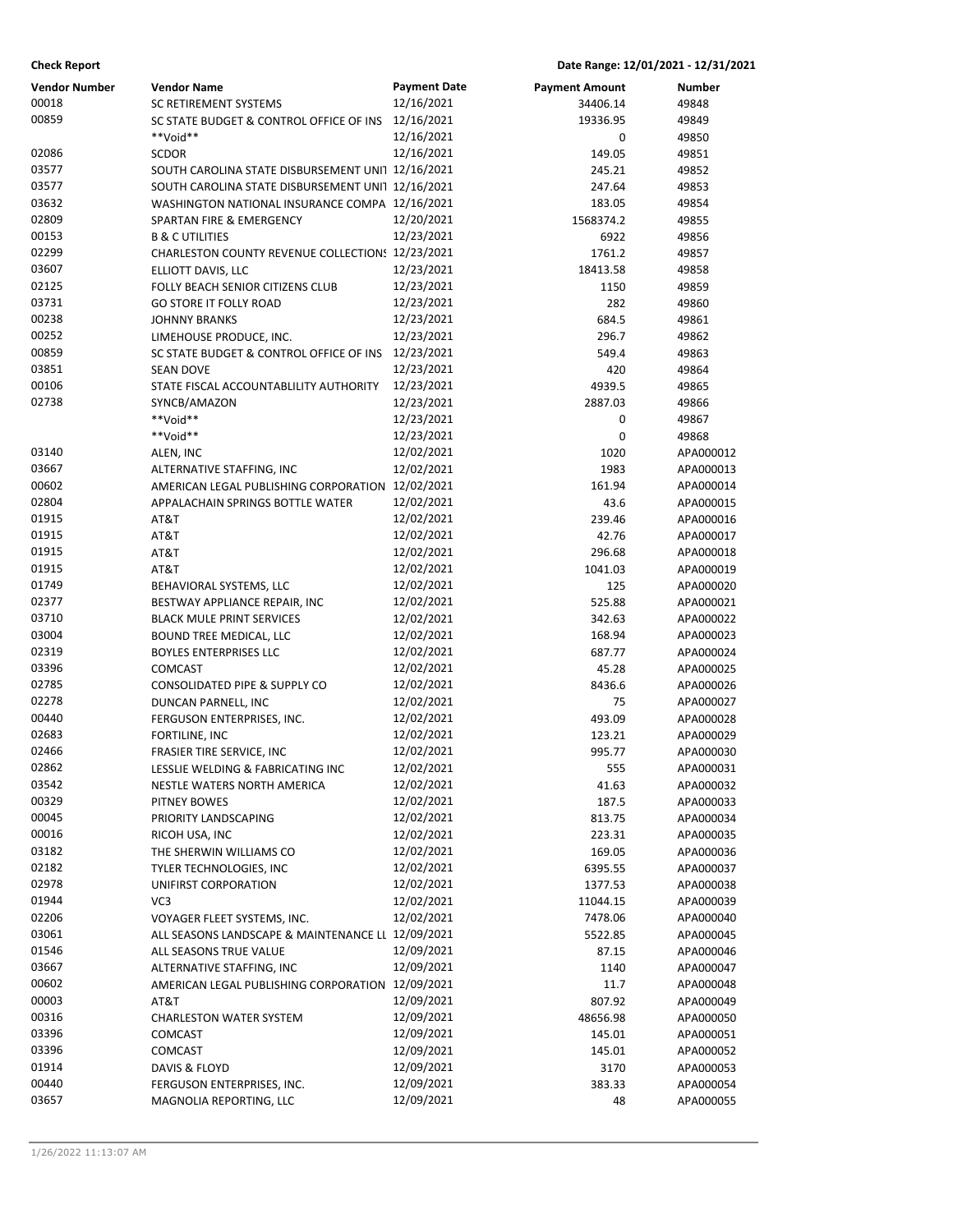**Check Report** | **Date Range: 12/01/2021 - 12/31/2021**

| Vendor Number | Vendor Name | Payment Date | Payment Amount | Number |
|---|---|---|---|---|
| 00018 | SC RETIREMENT SYSTEMS | 12/16/2021 | 34406.14 | 49848 |
| 00859 | SC STATE BUDGET & CONTROL OFFICE OF INS | 12/16/2021 | 19336.95 | 49849 |
| | **Void** | 12/16/2021 | 0 | 49850 |
| 02086 | SCDOR | 12/16/2021 | 149.05 | 49851 |
| 03577 | SOUTH CAROLINA STATE DISBURSEMENT UNIT | 12/16/2021 | 245.21 | 49852 |
| 03577 | SOUTH CAROLINA STATE DISBURSEMENT UNIT | 12/16/2021 | 247.64 | 49853 |
| 03632 | WASHINGTON NATIONAL INSURANCE COMPA | 12/16/2021 | 183.05 | 49854 |
| 02809 | SPARTAN FIRE & EMERGENCY | 12/20/2021 | 1568374.2 | 49855 |
| 00153 | B & C UTILITIES | 12/23/2021 | 6922 | 49856 |
| 02299 | CHARLESTON COUNTY REVENUE COLLECTIONS | 12/23/2021 | 1761.2 | 49857 |
| 03607 | ELLIOTT DAVIS, LLC | 12/23/2021 | 18413.58 | 49858 |
| 02125 | FOLLY BEACH SENIOR CITIZENS CLUB | 12/23/2021 | 1150 | 49859 |
| 03731 | GO STORE IT FOLLY ROAD | 12/23/2021 | 282 | 49860 |
| 00238 | JOHNNY BRANKS | 12/23/2021 | 684.5 | 49861 |
| 00252 | LIMEHOUSE PRODUCE, INC. | 12/23/2021 | 296.7 | 49862 |
| 00859 | SC STATE BUDGET & CONTROL OFFICE OF INS | 12/23/2021 | 549.4 | 49863 |
| 03851 | SEAN DOVE | 12/23/2021 | 420 | 49864 |
| 00106 | STATE FISCAL ACCOUNTABLILITY AUTHORITY | 12/23/2021 | 4939.5 | 49865 |
| 02738 | SYNCB/AMAZON | 12/23/2021 | 2887.03 | 49866 |
| | **Void** | 12/23/2021 | 0 | 49867 |
| | **Void** | 12/23/2021 | 0 | 49868 |
| 03140 | ALEN, INC | 12/02/2021 | 1020 | APA000012 |
| 03667 | ALTERNATIVE STAFFING, INC | 12/02/2021 | 1983 | APA000013 |
| 00602 | AMERICAN LEGAL PUBLISHING CORPORATION | 12/02/2021 | 161.94 | APA000014 |
| 02804 | APPALACHAIN SPRINGS BOTTLE WATER | 12/02/2021 | 43.6 | APA000015 |
| 01915 | AT&T | 12/02/2021 | 239.46 | APA000016 |
| 01915 | AT&T | 12/02/2021 | 42.76 | APA000017 |
| 01915 | AT&T | 12/02/2021 | 296.68 | APA000018 |
| 01915 | AT&T | 12/02/2021 | 1041.03 | APA000019 |
| 01749 | BEHAVIORAL SYSTEMS, LLC | 12/02/2021 | 125 | APA000020 |
| 02377 | BESTWAY APPLIANCE REPAIR, INC | 12/02/2021 | 525.88 | APA000021 |
| 03710 | BLACK MULE PRINT SERVICES | 12/02/2021 | 342.63 | APA000022 |
| 03004 | BOUND TREE MEDICAL, LLC | 12/02/2021 | 168.94 | APA000023 |
| 02319 | BOYLES ENTERPRISES LLC | 12/02/2021 | 687.77 | APA000024 |
| 03396 | COMCAST | 12/02/2021 | 45.28 | APA000025 |
| 02785 | CONSOLIDATED PIPE & SUPPLY CO | 12/02/2021 | 8436.6 | APA000026 |
| 02278 | DUNCAN PARNELL, INC | 12/02/2021 | 75 | APA000027 |
| 00440 | FERGUSON ENTERPRISES, INC. | 12/02/2021 | 493.09 | APA000028 |
| 02683 | FORTILINE, INC | 12/02/2021 | 123.21 | APA000029 |
| 02466 | FRASIER TIRE SERVICE, INC | 12/02/2021 | 995.77 | APA000030 |
| 02862 | LESSLIE WELDING & FABRICATING INC | 12/02/2021 | 555 | APA000031 |
| 03542 | NESTLE WATERS NORTH AMERICA | 12/02/2021 | 41.63 | APA000032 |
| 00329 | PITNEY BOWES | 12/02/2021 | 187.5 | APA000033 |
| 00045 | PRIORITY LANDSCAPING | 12/02/2021 | 813.75 | APA000034 |
| 00016 | RICOH USA, INC | 12/02/2021 | 223.31 | APA000035 |
| 03182 | THE SHERWIN WILLIAMS CO | 12/02/2021 | 169.05 | APA000036 |
| 02182 | TYLER TECHNOLOGIES, INC | 12/02/2021 | 6395.55 | APA000037 |
| 02978 | UNIFIRST CORPORATION | 12/02/2021 | 1377.53 | APA000038 |
| 01944 | VC3 | 12/02/2021 | 11044.15 | APA000039 |
| 02206 | VOYAGER FLEET SYSTEMS, INC. | 12/02/2021 | 7478.06 | APA000040 |
| 03061 | ALL SEASONS LANDSCAPE & MAINTENANCE LL | 12/09/2021 | 5522.85 | APA000045 |
| 01546 | ALL SEASONS TRUE VALUE | 12/09/2021 | 87.15 | APA000046 |
| 03667 | ALTERNATIVE STAFFING, INC | 12/09/2021 | 1140 | APA000047 |
| 00602 | AMERICAN LEGAL PUBLISHING CORPORATION | 12/09/2021 | 11.7 | APA000048 |
| 00003 | AT&T | 12/09/2021 | 807.92 | APA000049 |
| 00316 | CHARLESTON WATER SYSTEM | 12/09/2021 | 48656.98 | APA000050 |
| 03396 | COMCAST | 12/09/2021 | 145.01 | APA000051 |
| 03396 | COMCAST | 12/09/2021 | 145.01 | APA000052 |
| 01914 | DAVIS & FLOYD | 12/09/2021 | 3170 | APA000053 |
| 00440 | FERGUSON ENTERPRISES, INC. | 12/09/2021 | 383.33 | APA000054 |
| 03657 | MAGNOLIA REPORTING, LLC | 12/09/2021 | 48 | APA000055 |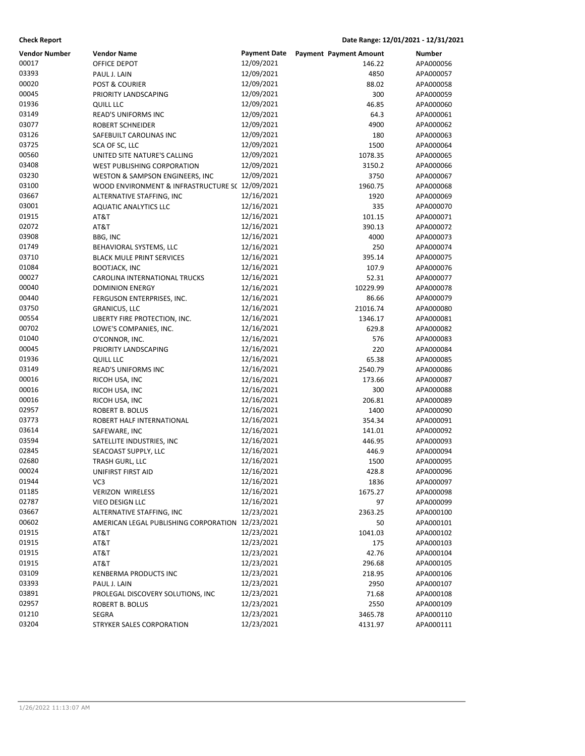**Check Report**

Date Range: 12/01/2021 - 12/31/2021

| Vendor Number | Vendor Name | Payment Date | Payment Payment Amount | Number |
|---|---|---|---|---|
| 00017 | OFFICE DEPOT | 12/09/2021 | 146.22 | APA000056 |
| 03393 | PAUL J. LAIN | 12/09/2021 | 4850 | APA000057 |
| 00020 | POST & COURIER | 12/09/2021 | 88.02 | APA000058 |
| 00045 | PRIORITY LANDSCAPING | 12/09/2021 | 300 | APA000059 |
| 01936 | QUILL LLC | 12/09/2021 | 46.85 | APA000060 |
| 03149 | READ'S UNIFORMS INC | 12/09/2021 | 64.3 | APA000061 |
| 03077 | ROBERT SCHNEIDER | 12/09/2021 | 4900 | APA000062 |
| 03126 | SAFEBUILT CAROLINAS INC | 12/09/2021 | 180 | APA000063 |
| 03725 | SCA OF SC, LLC | 12/09/2021 | 1500 | APA000064 |
| 00560 | UNITED SITE NATURE'S CALLING | 12/09/2021 | 1078.35 | APA000065 |
| 03408 | WEST PUBLISHING CORPORATION | 12/09/2021 | 3150.2 | APA000066 |
| 03230 | WESTON & SAMPSON ENGINEERS, INC | 12/09/2021 | 3750 | APA000067 |
| 03100 | WOOD ENVIRONMENT & INFRASTRUCTURE SC | 12/09/2021 | 1960.75 | APA000068 |
| 03667 | ALTERNATIVE STAFFING, INC | 12/16/2021 | 1920 | APA000069 |
| 03001 | AQUATIC ANALYTICS LLC | 12/16/2021 | 335 | APA000070 |
| 01915 | AT&T | 12/16/2021 | 101.15 | APA000071 |
| 02072 | AT&T | 12/16/2021 | 390.13 | APA000072 |
| 03908 | BBG, INC | 12/16/2021 | 4000 | APA000073 |
| 01749 | BEHAVIORAL SYSTEMS, LLC | 12/16/2021 | 250 | APA000074 |
| 03710 | BLACK MULE PRINT SERVICES | 12/16/2021 | 395.14 | APA000075 |
| 01084 | BOOTJACK, INC | 12/16/2021 | 107.9 | APA000076 |
| 00027 | CAROLINA INTERNATIONAL TRUCKS | 12/16/2021 | 52.31 | APA000077 |
| 00040 | DOMINION ENERGY | 12/16/2021 | 10229.99 | APA000078 |
| 00440 | FERGUSON ENTERPRISES, INC. | 12/16/2021 | 86.66 | APA000079 |
| 03750 | GRANICUS, LLC | 12/16/2021 | 21016.74 | APA000080 |
| 00554 | LIBERTY FIRE PROTECTION, INC. | 12/16/2021 | 1346.17 | APA000081 |
| 00702 | LOWE'S COMPANIES, INC. | 12/16/2021 | 629.8 | APA000082 |
| 01040 | O'CONNOR, INC. | 12/16/2021 | 576 | APA000083 |
| 00045 | PRIORITY LANDSCAPING | 12/16/2021 | 220 | APA000084 |
| 01936 | QUILL LLC | 12/16/2021 | 65.38 | APA000085 |
| 03149 | READ'S UNIFORMS INC | 12/16/2021 | 2540.79 | APA000086 |
| 00016 | RICOH USA, INC | 12/16/2021 | 173.66 | APA000087 |
| 00016 | RICOH USA, INC | 12/16/2021 | 300 | APA000088 |
| 00016 | RICOH USA, INC | 12/16/2021 | 206.81 | APA000089 |
| 02957 | ROBERT B. BOLUS | 12/16/2021 | 1400 | APA000090 |
| 03773 | ROBERT HALF INTERNATIONAL | 12/16/2021 | 354.34 | APA000091 |
| 03614 | SAFEWARE, INC | 12/16/2021 | 141.01 | APA000092 |
| 03594 | SATELLITE INDUSTRIES, INC | 12/16/2021 | 446.95 | APA000093 |
| 02845 | SEACOAST SUPPLY, LLC | 12/16/2021 | 446.9 | APA000094 |
| 02680 | TRASH GURL, LLC | 12/16/2021 | 1500 | APA000095 |
| 00024 | UNIFIRST FIRST AID | 12/16/2021 | 428.8 | APA000096 |
| 01944 | VC3 | 12/16/2021 | 1836 | APA000097 |
| 01185 | VERIZON WIRELESS | 12/16/2021 | 1675.27 | APA000098 |
| 02787 | VIEO DESIGN LLC | 12/16/2021 | 97 | APA000099 |
| 03667 | ALTERNATIVE STAFFING, INC | 12/23/2021 | 2363.25 | APA000100 |
| 00602 | AMERICAN LEGAL PUBLISHING CORPORATION | 12/23/2021 | 50 | APA000101 |
| 01915 | AT&T | 12/23/2021 | 1041.03 | APA000102 |
| 01915 | AT&T | 12/23/2021 | 175 | APA000103 |
| 01915 | AT&T | 12/23/2021 | 42.76 | APA000104 |
| 01915 | AT&T | 12/23/2021 | 296.68 | APA000105 |
| 03109 | KENBERMA PRODUCTS INC | 12/23/2021 | 218.95 | APA000106 |
| 03393 | PAUL J. LAIN | 12/23/2021 | 2950 | APA000107 |
| 03891 | PROLEGAL DISCOVERY SOLUTIONS, INC | 12/23/2021 | 71.68 | APA000108 |
| 02957 | ROBERT B. BOLUS | 12/23/2021 | 2550 | APA000109 |
| 01210 | SEGRA | 12/23/2021 | 3465.78 | APA000110 |
| 03204 | STRYKER SALES CORPORATION | 12/23/2021 | 4131.97 | APA000111 |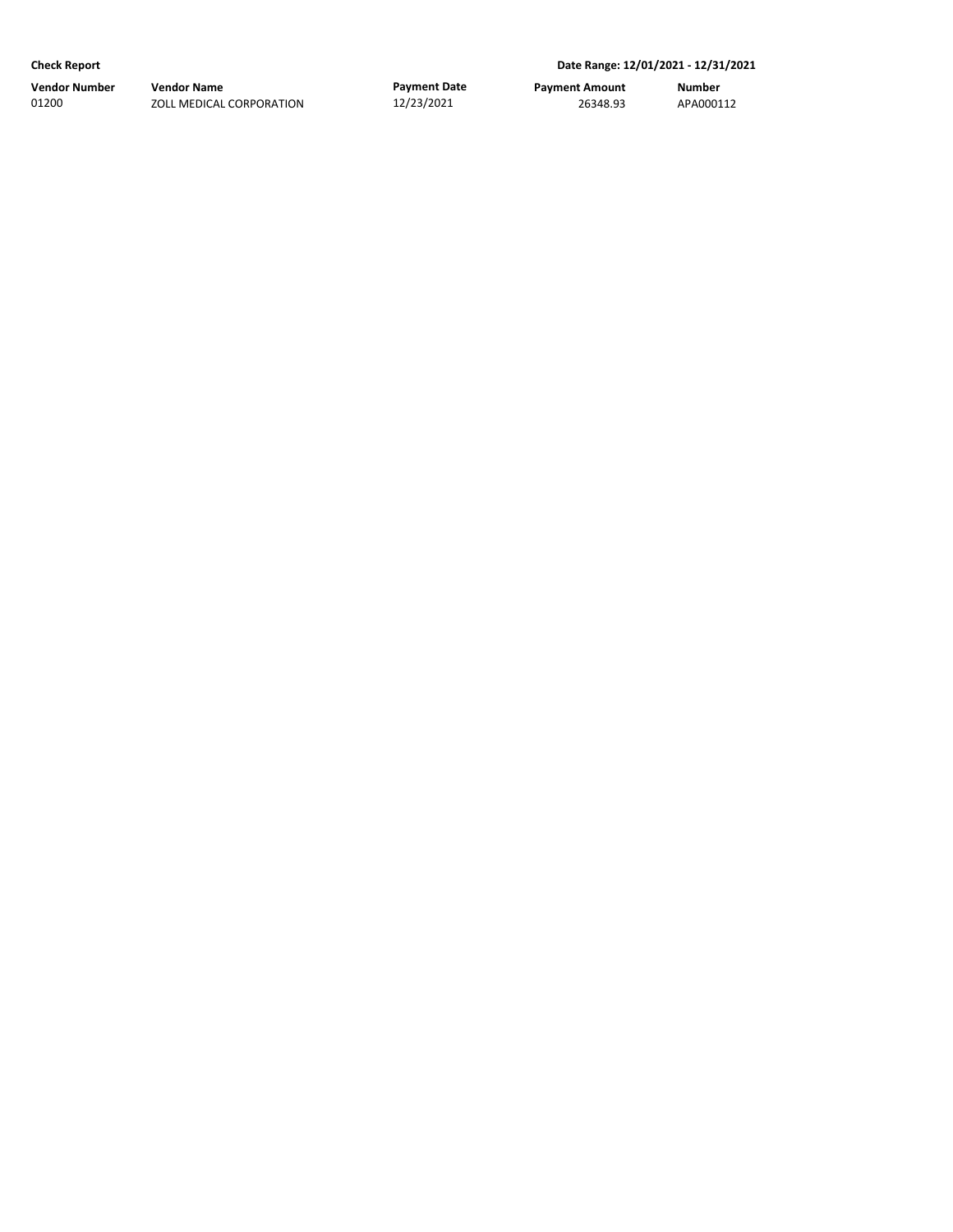**Check Report** **Date Range: 12/01/2021 - 12/31/2021**

| Vendor Number | Vendor Name | Payment Date | Payment Amount | Number |
|---|---|---|---|---|
| 01200 | ZOLL MEDICAL CORPORATION | 12/23/2021 | 26348.93 | APA000112 |